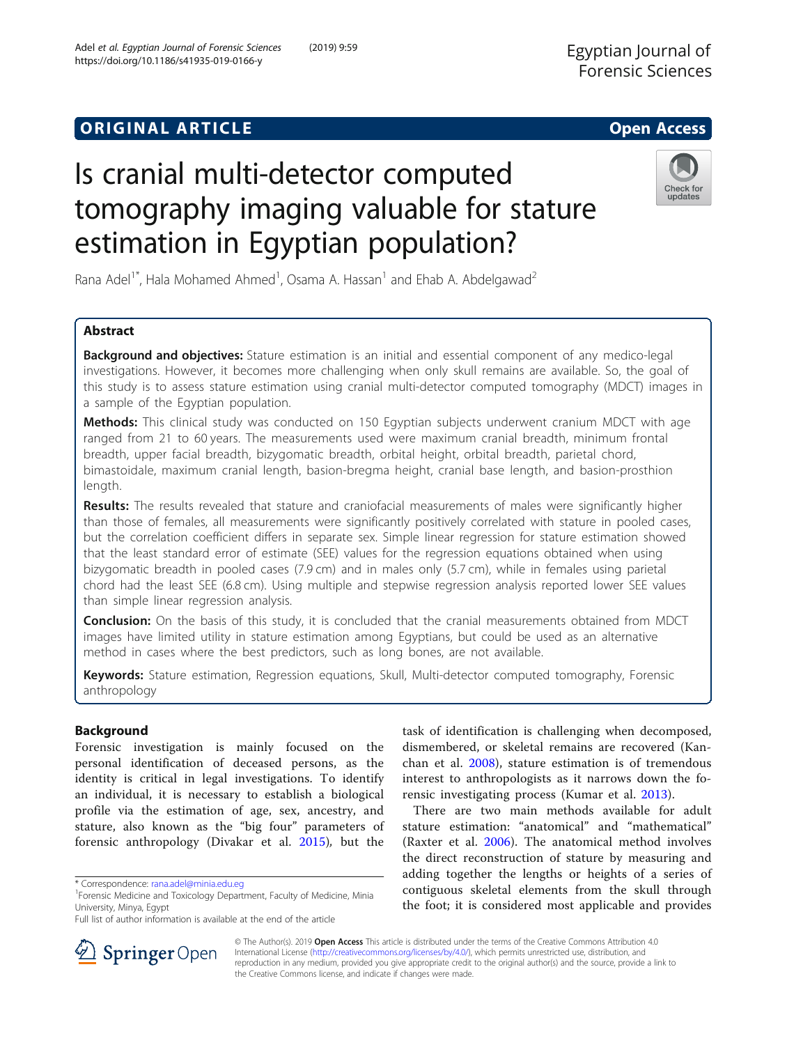ORIGINAL ARTICLE

Open Access

# Is cranial multi-detector computed tomography imaging valuable for stature estimation in Egyptian population?

Rana Adel[1*], Hala Mohamed Ahmed[1], Osama A. Hassan[1] and Ehab A. Abdelgawad[2]

## Abstract

**Background and objectives:** Stature estimation is an initial and essential component of any medico-legal investigations. However, it becomes more challenging when only skull remains are available. So, the goal of this study is to assess stature estimation using cranial multi-detector computed tomography (MDCT) images in a sample of the Egyptian population.

**Methods:** This clinical study was conducted on 150 Egyptian subjects underwent cranium MDCT with age ranged from 21 to 60 years. The measurements used were maximum cranial breadth, minimum frontal breadth, upper facial breadth, bizygomatic breadth, orbital height, orbital breadth, parietal chord, bimastoidale, maximum cranial length, basion-bregma height, cranial base length, and basion-prosthion length.

**Results:** The results revealed that stature and craniofacial measurements of males were significantly higher than those of females, all measurements were significantly positively correlated with stature in pooled cases, but the correlation coefficient differs in separate sex. Simple linear regression for stature estimation showed that the least standard error of estimate (SEE) values for the regression equations obtained when using bizygomatic breadth in pooled cases (7.9 cm) and in males only (5.7 cm), while in females using parietal chord had the least SEE (6.8 cm). Using multiple and stepwise regression analysis reported lower SEE values than simple linear regression analysis.

**Conclusion:** On the basis of this study, it is concluded that the cranial measurements obtained from MDCT images have limited utility in stature estimation among Egyptians, but could be used as an alternative method in cases where the best predictors, such as long bones, are not available.

**Keywords:** Stature estimation, Regression equations, Skull, Multi-detector computed tomography, Forensic anthropology

## Background

Forensic investigation is mainly focused on the personal identification of deceased persons, as the identity is critical in legal investigations. To identify an individual, it is necessary to establish a biological profile via the estimation of age, sex, ancestry, and stature, also known as the "big four" parameters of forensic anthropology (Divakar et al. 2015), but the task of identification is challenging when decomposed, dismembered, or skeletal remains are recovered (Kanchan et al. 2008), stature estimation is of tremendous interest to anthropologists as it narrows down the forensic investigating process (Kumar et al. 2013).

There are two main methods available for adult stature estimation: "anatomical" and "mathematical" (Raxter et al. 2006). The anatomical method involves the direct reconstruction of stature by measuring and adding together the lengths or heights of a series of contiguous skeletal elements from the skull through the foot; it is considered most applicable and provides

\* Correspondence: rana.adel@minia.edu.eg

[1]Forensic Medicine and Toxicology Department, Faculty of Medicine, Minia University, Minya, Egypt

Full list of author information is available at the end of the article

© The Author(s). 2019 **Open Access** This article is distributed under the terms of the Creative Commons Attribution 4.0 International License (http://creativecommons.org/licenses/by/4.0/), which permits unrestricted use, distribution, and reproduction in any medium, provided you give appropriate credit to the original author(s) and the source, provide a link to the Creative Commons license, and indicate if changes were made.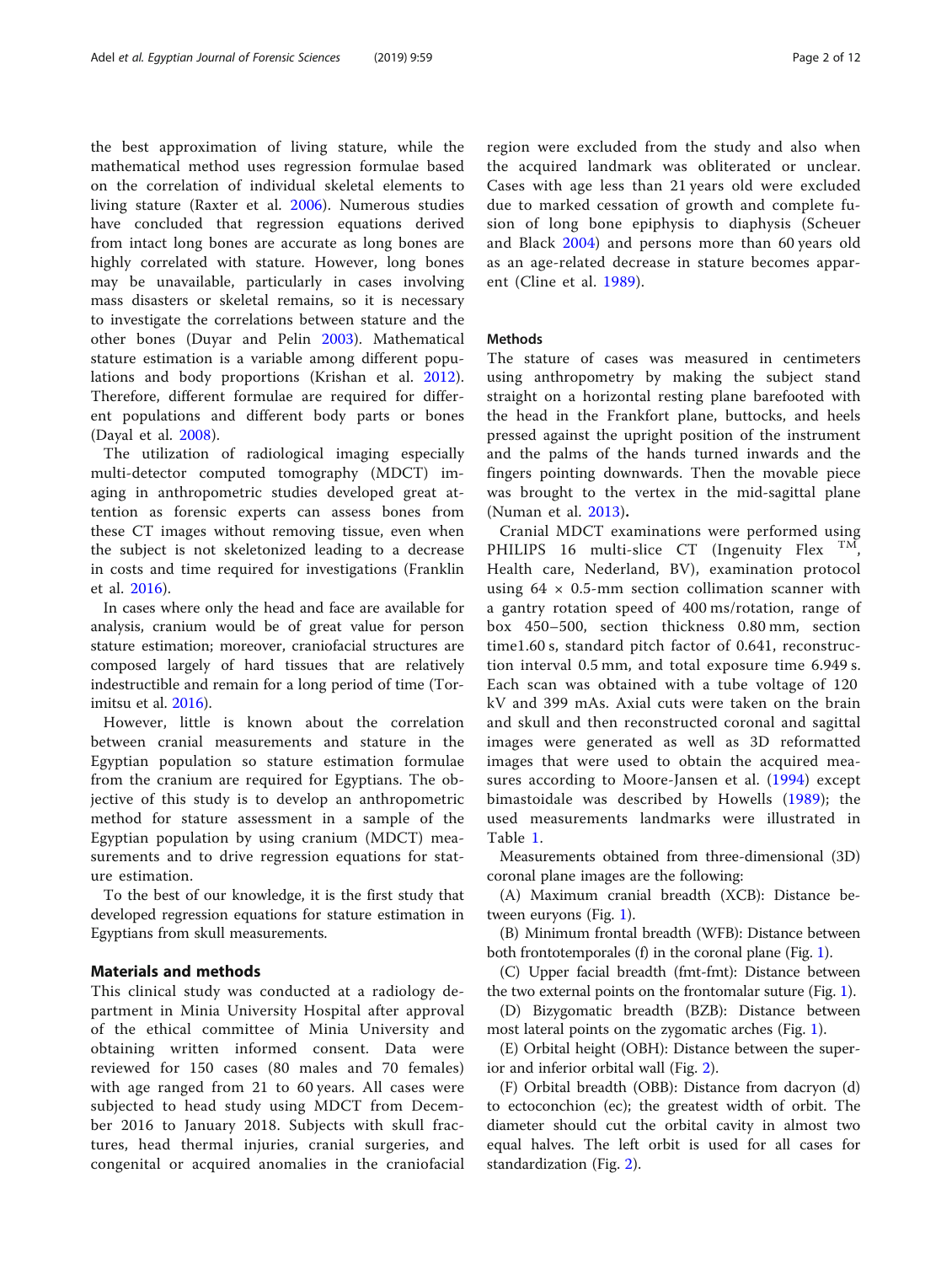the best approximation of living stature, while the mathematical method uses regression formulae based on the correlation of individual skeletal elements to living stature (Raxter et al. 2006). Numerous studies have concluded that regression equations derived from intact long bones are accurate as long bones are highly correlated with stature. However, long bones may be unavailable, particularly in cases involving mass disasters or skeletal remains, so it is necessary to investigate the correlations between stature and the other bones (Duyar and Pelin 2003). Mathematical stature estimation is a variable among different populations and body proportions (Krishan et al. 2012). Therefore, different formulae are required for different populations and different body parts or bones (Dayal et al. 2008).

The utilization of radiological imaging especially multi-detector computed tomography (MDCT) imaging in anthropometric studies developed great attention as forensic experts can assess bones from these CT images without removing tissue, even when the subject is not skeletonized leading to a decrease in costs and time required for investigations (Franklin et al. 2016).

In cases where only the head and face are available for analysis, cranium would be of great value for person stature estimation; moreover, craniofacial structures are composed largely of hard tissues that are relatively indestructible and remain for a long period of time (Torimitsu et al. 2016).

However, little is known about the correlation between cranial measurements and stature in the Egyptian population so stature estimation formulae from the cranium are required for Egyptians. The objective of this study is to develop an anthropometric method for stature assessment in a sample of the Egyptian population by using cranium (MDCT) measurements and to drive regression equations for stature estimation.

To the best of our knowledge, it is the first study that developed regression equations for stature estimation in Egyptians from skull measurements.

## Materials and methods

This clinical study was conducted at a radiology department in Minia University Hospital after approval of the ethical committee of Minia University and obtaining written informed consent. Data were reviewed for 150 cases (80 males and 70 females) with age ranged from 21 to 60 years. All cases were subjected to head study using MDCT from December 2016 to January 2018. Subjects with skull fractures, head thermal injuries, cranial surgeries, and congenital or acquired anomalies in the craniofacial region were excluded from the study and also when the acquired landmark was obliterated or unclear. Cases with age less than 21 years old were excluded due to marked cessation of growth and complete fusion of long bone epiphysis to diaphysis (Scheuer and Black 2004) and persons more than 60 years old as an age-related decrease in stature becomes apparent (Cline et al. 1989).

### Methods

The stature of cases was measured in centimeters using anthropometry by making the subject stand straight on a horizontal resting plane barefooted with the head in the Frankfort plane, buttocks, and heels pressed against the upright position of the instrument and the palms of the hands turned inwards and the fingers pointing downwards. Then the movable piece was brought to the vertex in the mid-sagittal plane (Numan et al. 2013).

Cranial MDCT examinations were performed using PHILIPS 16 multi-slice CT (Ingenuity Flex ™, Health care, Nederland, BV), examination protocol using 64 × 0.5-mm section collimation scanner with a gantry rotation speed of 400 ms/rotation, range of box 450–500, section thickness 0.80 mm, section time1.60 s, standard pitch factor of 0.641, reconstruction interval 0.5 mm, and total exposure time 6.949 s. Each scan was obtained with a tube voltage of 120 kV and 399 mAs. Axial cuts were taken on the brain and skull and then reconstructed coronal and sagittal images were generated as well as 3D reformatted images that were used to obtain the used measures according to Moore-Jansen et al. (1994) except bimastoidale was described by Howells (1989); the used measurements landmarks were illustrated in Table 1.

Measurements obtained from three-dimensional (3D) coronal plane images are the following:

(A) Maximum cranial breadth (XCB): Distance between euryons (Fig. 1).

(B) Minimum frontal breadth (WFB): Distance between both frontotemporales (f) in the coronal plane (Fig. 1).

(C) Upper facial breadth (fmt-fmt): Distance between the two external points on the frontomalar suture (Fig. 1).

(D) Bizygomatic breadth (BZB): Distance between most lateral points on the zygomatic arches (Fig. 1).

(E) Orbital height (OBH): Distance between the superior and inferior orbital wall (Fig. 2).

(F) Orbital breadth (OBB): Distance from dacryon (d) to ectoconchion (ec); the greatest width of orbit. The diameter should cut the orbital cavity in almost two equal halves. The left orbit is used for all cases for standardization (Fig. 2).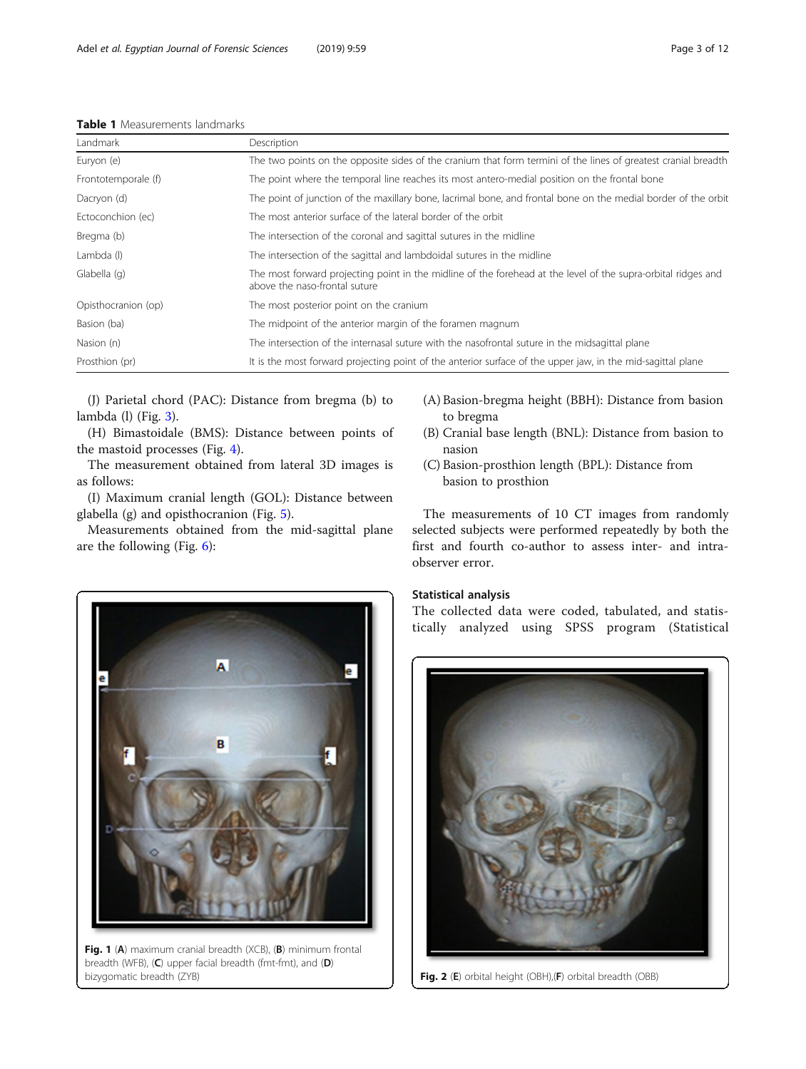**Table 1** Measurements landmarks

| Landmark | Description |
|---|---|
| Euryon (e) | The two points on the opposite sides of the cranium that form termini of the lines of greatest cranial breadth |
| Frontotemporale (f) | The point where the temporal line reaches its most antero-medial position on the frontal bone |
| Dacryon (d) | The point of junction of the maxillary bone, lacrimal bone, and frontal bone on the medial border of the orbit |
| Ectoconchion (ec) | The most anterior surface of the lateral border of the orbit |
| Bregma (b) | The intersection of the coronal and sagittal sutures in the midline |
| Lambda (l) | The intersection of the sagittal and lambdoidal sutures in the midline |
| Glabella (g) | The most forward projecting point in the midline of the forehead at the level of the supra-orbital ridges and above the naso-frontal suture |
| Opisthocranion (op) | The most posterior point on the cranium |
| Basion (ba) | The midpoint of the anterior margin of the foramen magnum |
| Nasion (n) | The intersection of the internasal suture with the nasofrontal suture in the midsagittal plane |
| Prosthion (pr) | It is the most forward projecting point of the anterior surface of the upper jaw, in the mid-sagittal plane |

(J) Parietal chord (PAC): Distance from bregma (b) to lambda (l) (Fig. 3).

(H) Bimastoidale (BMS): Distance between points of the mastoid processes (Fig. 4).

The measurement obtained from lateral 3D images is as follows:

(I) Maximum cranial length (GOL): Distance between glabella (g) and opisthocranion (Fig. 5).

Measurements obtained from the mid-sagittal plane are the following (Fig. 6):

Fig. 1 (**A**) maximum cranial breadth (XCB), (**B**) minimum frontal breadth (WFB), (**C**) upper facial breadth (fmt-fmt), and (**D**) bizygomatic breadth (ZYB)

(A) Basion-bregma height (BBH): Distance from basion to bregma

(B) Cranial base length (BNL): Distance from basion to nasion

(C) Basion-prosthion length (BPL): Distance from basion to prosthion

The measurements of 10 CT images from randomly selected subjects were performed repeatedly by both the first and fourth co-author to assess inter- and intra-observer error.

### Statistical analysis

The collected data were coded, tabulated, and statistically analyzed using SPSS program (Statistical

Fig. 2 (**E**) orbital height (OBH),(**F**) orbital breadth (OBB)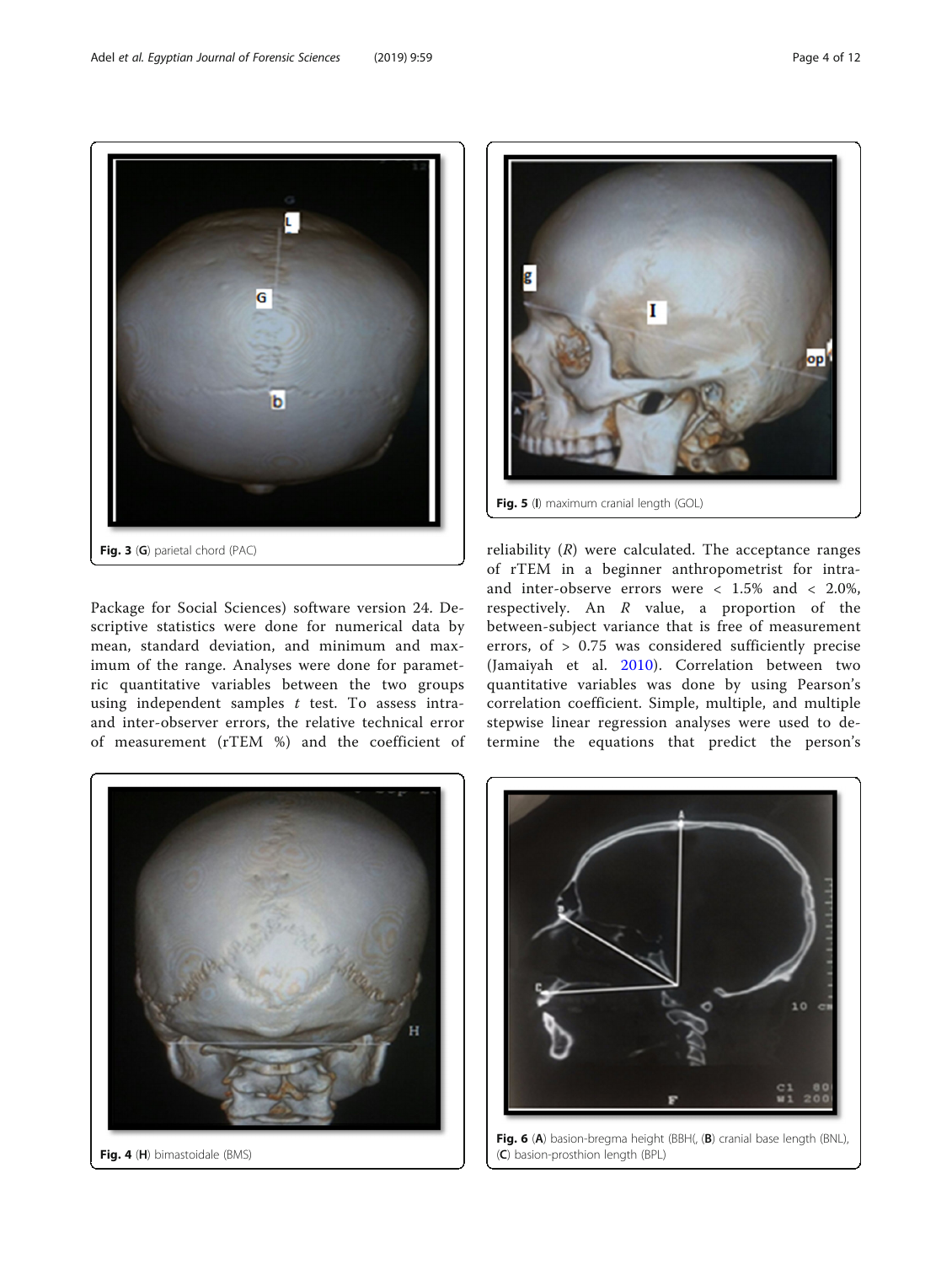Fig. 3 (G) parietal chord (PAC)

Fig. 5 (I) maximum cranial length (GOL)

Package for Social Sciences) software version 24. Descriptive statistics were done for numerical data by mean, standard deviation, and minimum and maximum of the range. Analyses were done for parametric quantitative variables between the two groups using independent samples $t$ test. To assess intra- and inter-observer errors, the relative technical error of measurement (rTEM %) and the coefficient of reliability ($R$) were calculated. The acceptance ranges of rTEM in a beginner anthropometrist for intra- and inter-observe errors were < 1.5% and < 2.0%, respectively. An $R$ value, a proportion of the between-subject variance that is free of measurement errors, of > 0.75 was considered sufficiently precise (Jamaiyah et al. 2010). Correlation between two quantitative variables was done by using Pearson's correlation coefficient. Simple, multiple, and multiple stepwise linear regression analyses were used to determine the equations that predict the person's

Fig. 4 (H) bimastoidale (BMS)

Fig. 6 (A) basion-bregma height (BBH(, (B) cranial base length (BNL), (C) basion-prosthion length (BPL)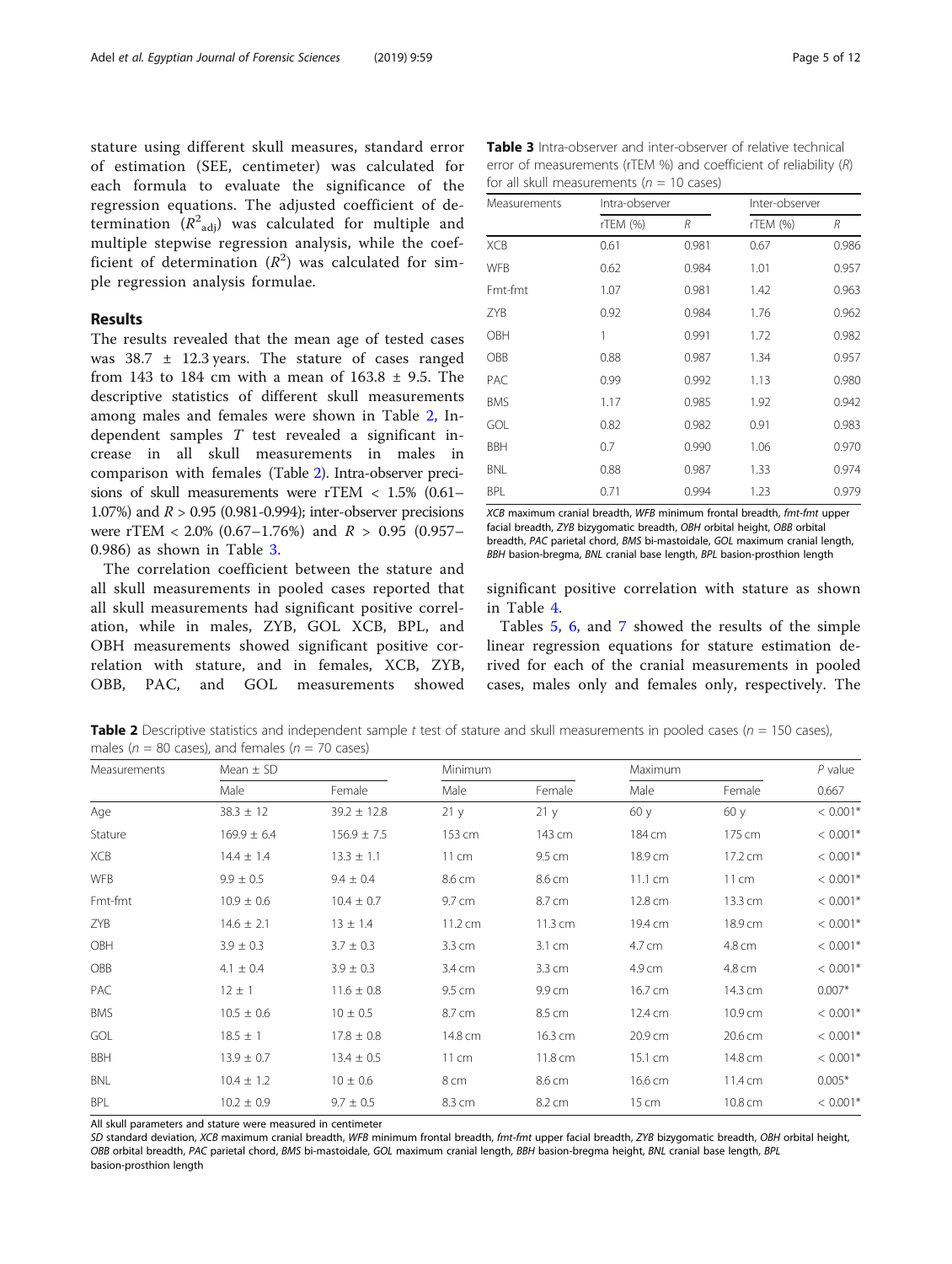stature using different skull measures, standard error of estimation (SEE, centimeter) was calculated for each formula to evaluate the significance of the regression equations. The adjusted coefficient of determination ($R^2_{adj}$) was calculated for multiple and multiple stepwise regression analysis, while the coefficient of determination ($R^2$) was calculated for simple regression analysis formulae.

## Results

The results revealed that the mean age of tested cases was 38.7 ± 12.3 years. The stature of cases ranged from 143 to 184 cm with a mean of 163.8 ± 9.5. The descriptive statistics of different skull measurements among males and females were shown in Table 2, Independent samples $T$ test revealed a significant increase in all skull measurements in males in comparison with females (Table 2). Intra-observer precisions of skull measurements were rTEM < 1.5% (0.61–1.07%) and $R$ > 0.95 (0.981-0.994); inter-observer precisions were rTEM < 2.0% (0.67–1.76%) and $R$ > 0.95 (0.957–0.986) as shown in Table 3.

The correlation coefficient between the stature and all skull measurements in pooled cases reported that all skull measurements had significant positive correlation, while in males, ZYB, GOL XCB, BPL, and OBH measurements showed significant positive correlation with stature, and in females, XCB, ZYB, OBB, PAC, and GOL measurements showed significant positive correlation with stature as shown in Table 4.

Tables 5, 6, and 7 showed the results of the simple linear regression equations for stature estimation derived for each of the cranial measurements in pooled cases, males only and females only, respectively. The

**Table 3** Intra-observer and inter-observer of relative technical error of measurements (rTEM %) and coefficient of reliability ($R$) for all skull measurements ($n$ = 10 cases)

| Measurements | Intra-observer | | Inter-observer | |
|---|---|---|---|---|
| | rTEM (%) | $R$ | rTEM (%) | $R$ |
| XCB | 0.61 | 0.981 | 0.67 | 0.986 |
| WFB | 0.62 | 0.984 | 1.01 | 0.957 |
| Fmt-fmt | 1.07 | 0.981 | 1.42 | 0.963 |
| ZYB | 0.92 | 0.984 | 1.76 | 0.962 |
| OBH | 1 | 0.991 | 1.72 | 0.982 |
| OBB | 0.88 | 0.987 | 1.34 | 0.957 |
| PAC | 0.99 | 0.992 | 1.13 | 0.980 |
| BMS | 1.17 | 0.985 | 1.92 | 0.942 |
| GOL | 0.82 | 0.982 | 0.91 | 0.983 |
| BBH | 0.7 | 0.990 | 1.06 | 0.970 |
| BNL | 0.88 | 0.987 | 1.33 | 0.974 |
| BPL | 0.71 | 0.994 | 1.23 | 0.979 |

*XCB* maximum cranial breadth, *WFB* minimum frontal breadth, *fmt-fmt* upper facial breadth, *ZYB* bizygomatic breadth, *OBH* orbital height, *OBB* orbital breadth, *PAC* parietal chord, *BMS* bi-mastoidale, *GOL* maximum cranial length, *BBH* basion-bregma, *BNL* cranial base length, *BPL* basion-prosthion length

**Table 2** Descriptive statistics and independent sample $t$ test of stature and skull measurements in pooled cases ($n$ = 150 cases), males ($n$ = 80 cases), and females ($n$ = 70 cases)

| Measurements | Mean ± SD | | Minimum | | Maximum | | P value |
|---|---|---|---|---|---|---|---|
| | Male | Female | Male | Female | Male | Female | 0.667 |
| Age | 38.3 ± 12 | 39.2 ± 12.8 | 21 y | 21 y | 60 y | 60 y | < 0.001* |
| Stature | 169.9 ± 6.4 | 156.9 ± 7.5 | 153 cm | 143 cm | 184 cm | 175 cm | < 0.001* |
| XCB | 14.4 ± 1.4 | 13.3 ± 1.1 | 11 cm | 9.5 cm | 18.9 cm | 17.2 cm | < 0.001* |
| WFB | 9.9 ± 0.5 | 9.4 ± 0.4 | 8.6 cm | 8.6 cm | 11.1 cm | 11 cm | < 0.001* |
| Fmt-fmt | 10.9 ± 0.6 | 10.4 ± 0.7 | 9.7 cm | 8.7 cm | 12.8 cm | 13.3 cm | < 0.001* |
| ZYB | 14.6 ± 2.1 | 13 ± 1.4 | 11.2 cm | 11.3 cm | 19.4 cm | 18.9 cm | < 0.001* |
| OBH | 3.9 ± 0.3 | 3.7 ± 0.3 | 3.3 cm | 3.1 cm | 4.7 cm | 4.8 cm | < 0.001* |
| OBB | 4.1 ± 0.4 | 3.9 ± 0.3 | 3.4 cm | 3.3 cm | 4.9 cm | 4.8 cm | < 0.001* |
| PAC | 12 ± 1 | 11.6 ± 0.8 | 9.5 cm | 9.9 cm | 16.7 cm | 14.3 cm | 0.007* |
| BMS | 10.5 ± 0.6 | 10 ± 0.5 | 8.7 cm | 8.5 cm | 12.4 cm | 10.9 cm | < 0.001* |
| GOL | 18.5 ± 1 | 17.8 ± 0.8 | 14.8 cm | 16.3 cm | 20.9 cm | 20.6 cm | < 0.001* |
| BBH | 13.9 ± 0.7 | 13.4 ± 0.5 | 11 cm | 11.8 cm | 15.1 cm | 14.8 cm | < 0.001* |
| BNL | 10.4 ± 1.2 | 10 ± 0.6 | 8 cm | 8.6 cm | 16.6 cm | 11.4 cm | 0.005* |
| BPL | 10.2 ± 0.9 | 9.7 ± 0.5 | 8.3 cm | 8.2 cm | 15 cm | 10.8 cm | < 0.001* |

All skull parameters and stature were measured in centimeter

*SD* standard deviation, *XCB* maximum cranial breadth, *WFB* minimum frontal breadth, *fmt-fmt* upper facial breadth, *ZYB* bizygomatic breadth, *OBH* orbital height, *OBB* orbital breadth, *PAC* parietal chord, *BMS* bi-mastoidale, *GOL* maximum cranial length, *BBH* basion-bregma height, *BNL* cranial base length, *BPL* basion-prosthion length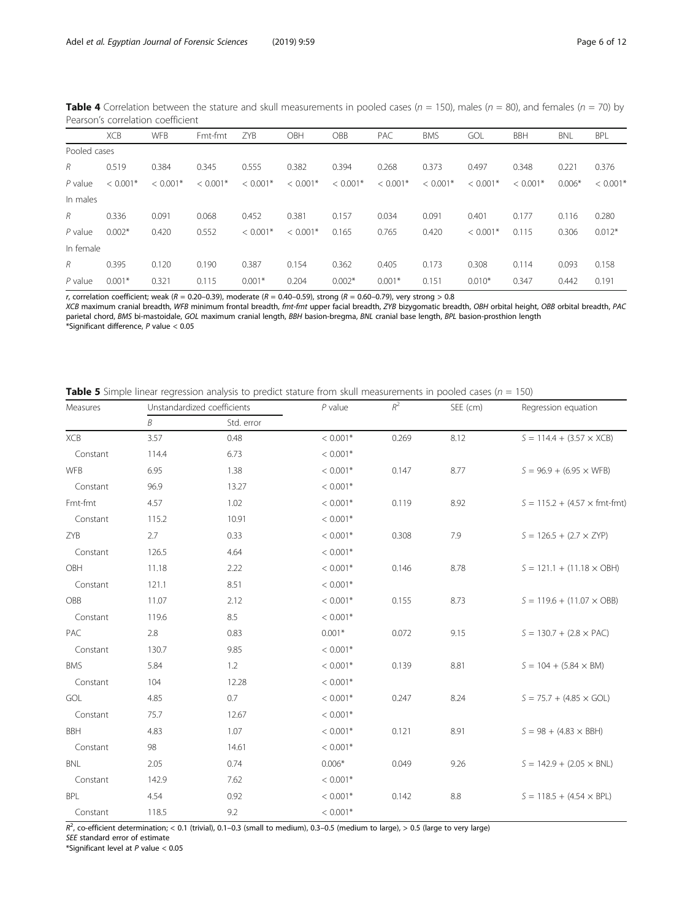**Table 4** Correlation between the stature and skull measurements in pooled cases ($n = 150$), males ($n = 80$), and females ($n = 70$) by Pearson's correlation coefficient

| | XCB | WFB | Fmt-fmt | ZYB | OBH | OBB | PAC | BMS | GOL | BBH | BNL | BPL |
|---|---|---|---|---|---|---|---|---|---|---|---|---|
| Pooled cases | | | | | | | | | | | | |
| *R* | 0.519 | 0.384 | 0.345 | 0.555 | 0.382 | 0.394 | 0.268 | 0.373 | 0.497 | 0.348 | 0.221 | 0.376 |
| *P* value | < 0.001* | < 0.001* | < 0.001* | < 0.001* | < 0.001* | < 0.001* | < 0.001* | < 0.001* | < 0.001* | < 0.001* | 0.006* | < 0.001* |
| In males | | | | | | | | | | | | |
| *R* | 0.336 | 0.091 | 0.068 | 0.452 | 0.381 | 0.157 | 0.034 | 0.091 | 0.401 | 0.177 | 0.116 | 0.280 |
| *P* value | 0.002* | 0.420 | 0.552 | < 0.001* | < 0.001* | 0.165 | 0.765 | 0.420 | < 0.001* | 0.115 | 0.306 | 0.012* |
| In female | | | | | | | | | | | | |
| *R* | 0.395 | 0.120 | 0.190 | 0.387 | 0.154 | 0.362 | 0.405 | 0.173 | 0.308 | 0.114 | 0.093 | 0.158 |
| *P* value | 0.001* | 0.321 | 0.115 | 0.001* | 0.204 | 0.002* | 0.001* | 0.151 | 0.010* | 0.347 | 0.442 | 0.191 |

*r*, correlation coefficient; weak ($R = 0.20–0.39$), moderate ($R = 0.40–0.59$), strong ($R = 0.60–0.79$), very strong > 0.8

*XCB* maximum cranial breadth, *WFB* minimum frontal breadth, *fmt-fmt* upper facial breadth, *ZYB* bizygomatic breadth, *OBH* orbital height, *OBB* orbital breadth, *PAC* parietal chord, *BMS* bi-mastoidale, *GOL* maximum cranial length, *BBH* basion-bregma, *BNL* cranial base length, *BPL* basion-prosthion length

*Significant difference, *P* value < 0.05

**Table 5** Simple linear regression analysis to predict stature from skull measurements in pooled cases ($n = 150$)

| Measures | Unstandardized coefficients | | *P* value | $R^2$ | SEE (cm) | Regression equation |
|---|---|---|---|---|---|---|
| | *B* | Std. error | | | | |
| XCB | 3.57 | 0.48 | < 0.001* | 0.269 | 8.12 | $S = 114.4 + (3.57 \times \text{XCB})$ |
| Constant | 114.4 | 6.73 | < 0.001* | | | |
| WFB | 6.95 | 1.38 | < 0.001* | 0.147 | 8.77 | $S = 96.9 + (6.95 \times \text{WFB})$ |
| Constant | 96.9 | 13.27 | < 0.001* | | | |
| Fmt-fmt | 4.57 | 1.02 | < 0.001* | 0.119 | 8.92 | $S = 115.2 + (4.57 \times \text{fmt-fmt})$ |
| Constant | 115.2 | 10.91 | < 0.001* | | | |
| ZYB | 2.7 | 0.33 | < 0.001* | 0.308 | 7.9 | $S = 126.5 + (2.7 \times \text{ZYP})$ |
| Constant | 126.5 | 4.64 | < 0.001* | | | |
| OBH | 11.18 | 2.22 | < 0.001* | 0.146 | 8.78 | $S = 121.1 + (11.18 \times \text{OBH})$ |
| Constant | 121.1 | 8.51 | < 0.001* | | | |
| OBB | 11.07 | 2.12 | < 0.001* | 0.155 | 8.73 | $S = 119.6 + (11.07 \times \text{OBB})$ |
| Constant | 119.6 | 8.5 | < 0.001* | | | |
| PAC | 2.8 | 0.83 | 0.001* | 0.072 | 9.15 | $S = 130.7 + (2.8 \times \text{PAC})$ |
| Constant | 130.7 | 9.85 | < 0.001* | | | |
| BMS | 5.84 | 1.2 | < 0.001* | 0.139 | 8.81 | $S = 104 + (5.84 \times \text{BM})$ |
| Constant | 104 | 12.28 | < 0.001* | | | |
| GOL | 4.85 | 0.7 | < 0.001* | 0.247 | 8.24 | $S = 75.7 + (4.85 \times \text{GOL})$ |
| Constant | 75.7 | 12.67 | < 0.001* | | | |
| BBH | 4.83 | 1.07 | < 0.001* | 0.121 | 8.91 | $S = 98 + (4.83 \times \text{BBH})$ |
| Constant | 98 | 14.61 | < 0.001* | | | |
| BNL | 2.05 | 0.74 | 0.006* | 0.049 | 9.26 | $S = 142.9 + (2.05 \times \text{BNL})$ |
| Constant | 142.9 | 7.62 | < 0.001* | | | |
| BPL | 4.54 | 0.92 | < 0.001* | 0.142 | 8.8 | $S = 118.5 + (4.54 \times \text{BPL})$ |
| Constant | 118.5 | 9.2 | < 0.001* | | | |

$R^2$, co-efficient determination; < 0.1 (trivial), 0.1–0.3 (small to medium), 0.3–0.5 (medium to large), > 0.5 (large to very large)

*SEE* standard error of estimate

*Significant level at *P* value < 0.05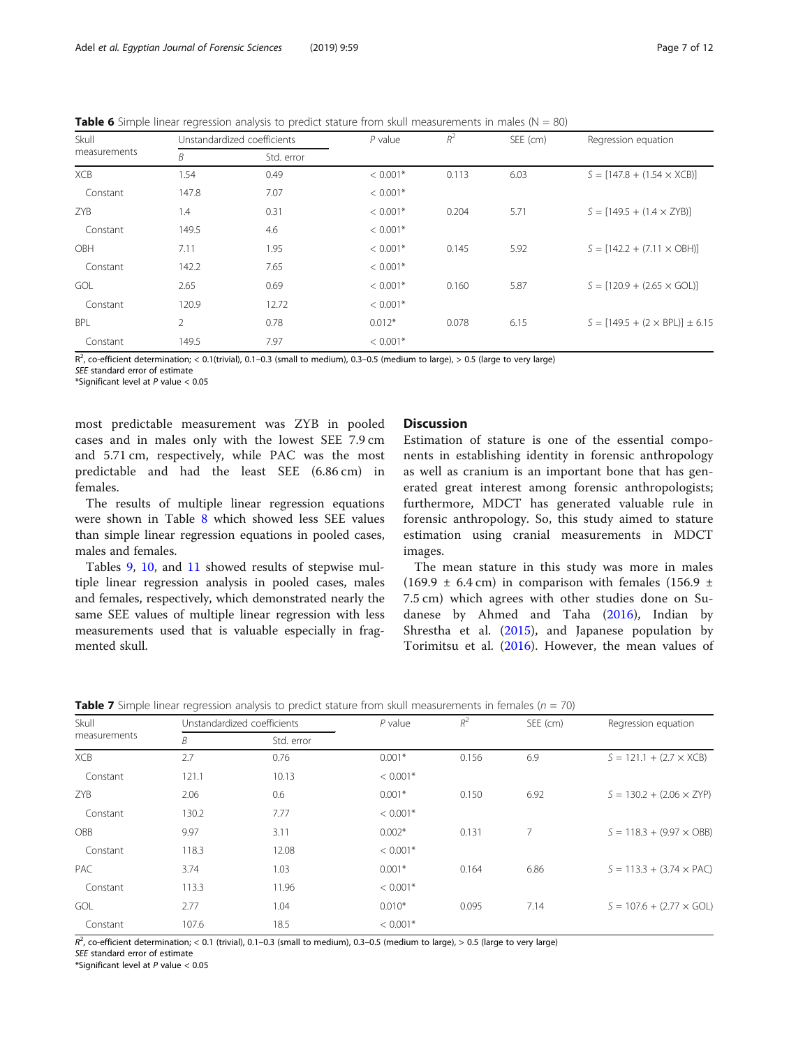**Table 6** Simple linear regression analysis to predict stature from skull measurements in males (N = 80)

| Skull measurements | Unstandardized coefficients | | P value | $R^2$ | SEE (cm) | Regression equation |
|---|---|---|---|---|---|---|
| | B | Std. error | | | | |
| XCB | 1.54 | 0.49 | < 0.001* | 0.113 | 6.03 | $S = [147.8 + (1.54 \times \text{XCB})]$ |
| Constant | 147.8 | 7.07 | < 0.001* | | | |
| ZYB | 1.4 | 0.31 | < 0.001* | 0.204 | 5.71 | $S = [149.5 + (1.4 \times \text{ZYB})]$ |
| Constant | 149.5 | 4.6 | < 0.001* | | | |
| OBH | 7.11 | 1.95 | < 0.001* | 0.145 | 5.92 | $S = [142.2 + (7.11 \times \text{OBH})]$ |
| Constant | 142.2 | 7.65 | < 0.001* | | | |
| GOL | 2.65 | 0.69 | < 0.001* | 0.160 | 5.87 | $S = [120.9 + (2.65 \times \text{GOL})]$ |
| Constant | 120.9 | 12.72 | < 0.001* | | | |
| BPL | 2 | 0.78 | 0.012* | 0.078 | 6.15 | $S = [149.5 + (2 \times \text{BPL})] \pm 6.15$ |
| Constant | 149.5 | 7.97 | < 0.001* | | | |

$R^2$, co-efficient determination; < 0.1(trivial), 0.1–0.3 (small to medium), 0.3–0.5 (medium to large), > 0.5 (large to very large)
*SEE* standard error of estimate
*Significant level at *P* value < 0.05

most predictable measurement was ZYB in pooled cases and in males only with the lowest SEE 7.9 cm and 5.71 cm, respectively, while PAC was the most predictable and had the least SEE (6.86 cm) in females.

The results of multiple linear regression equations were shown in Table 8 which showed less SEE values than simple linear regression equations in pooled cases, males and females.

Tables 9, 10, and 11 showed results of stepwise multiple linear regression analysis in pooled cases, males and females, respectively, which demonstrated nearly the same SEE values of multiple linear regression with less measurements used that is valuable especially in fragmented skull.

## Discussion

Estimation of stature is one of the essential components in establishing identity in forensic anthropology as well as cranium is an important bone that has generated great interest among forensic anthropologists; furthermore, MDCT has generated valuable rule in forensic anthropology. So, this study aimed to stature estimation using cranial measurements in MDCT images.

The mean stature in this study was more in males (169.9 ± 6.4 cm) in comparison with females (156.9 ± 7.5 cm) which agrees with other studies done on Sudanese by Ahmed and Taha (2016), Indian by Shrestha et al. (2015), and Japanese population by Torimitsu et al. (2016). However, the mean values of

**Table 7** Simple linear regression analysis to predict stature from skull measurements in females (*n* = 70)

| Skull measurements | Unstandardized coefficients | | P value | $R^2$ | SEE (cm) | Regression equation |
|---|---|---|---|---|---|---|
| | B | Std. error | | | | |
| XCB | 2.7 | 0.76 | 0.001* | 0.156 | 6.9 | $S = 121.1 + (2.7 \times \text{XCB})$ |
| Constant | 121.1 | 10.13 | < 0.001* | | | |
| ZYB | 2.06 | 0.6 | 0.001* | 0.150 | 6.92 | $S = 130.2 + (2.06 \times \text{ZYP})$ |
| Constant | 130.2 | 7.77 | < 0.001* | | | |
| OBB | 9.97 | 3.11 | 0.002* | 0.131 | 7 | $S = 118.3 + (9.97 \times \text{OBB})$ |
| Constant | 118.3 | 12.08 | < 0.001* | | | |
| PAC | 3.74 | 1.03 | 0.001* | 0.164 | 6.86 | $S = 113.3 + (3.74 \times \text{PAC})$ |
| Constant | 113.3 | 11.96 | < 0.001* | | | |
| GOL | 2.77 | 1.04 | 0.010* | 0.095 | 7.14 | $S = 107.6 + (2.77 \times \text{GOL})$ |
| Constant | 107.6 | 18.5 | < 0.001* | | | |

$R^2$, co-efficient determination; < 0.1 (trivial), 0.1–0.3 (small to medium), 0.3–0.5 (medium to large), > 0.5 (large to very large)
*SEE* standard error of estimate
*Significant level at *P* value < 0.05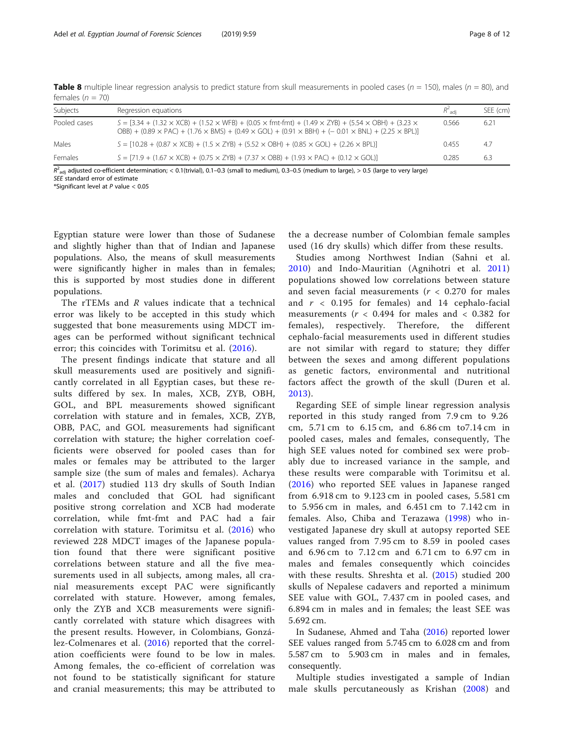**Table 8** multiple linear regression analysis to predict stature from skull measurements in pooled cases ($n$ = 150), males ($n$ = 80), and females ($n$ = 70)

| Subjects | Regression equations | $R^2_{adj}$ | SEE (cm) |
|---|---|---|---|
| Pooled cases | $S = [3.34 + (1.32 \times XCB) + (1.52 \times WFB) + (0.05 \times fmt\text{-}fmt) + (1.49 \times ZYB) + (5.54 \times OBH) + (3.23 \times OBB) + (0.89 \times PAC) + (1.76 \times BMS) + (0.49 \times GOL) + (0.91 \times BBH) + (-0.01 \times BNL) + (2.25 \times BPL)]$ | 0.566 | 6.21 |
| Males | $S = [10.28 + (0.87 \times XCB) + (1.5 \times ZYB) + (5.52 \times OBH) + (0.85 \times GOL) + (2.26 \times BPL)]$ | 0.455 | 4.7 |
| Females | $S = [71.9 + (1.67 \times XCB) + (0.75 \times ZYB) + (7.37 \times OBB) + (1.93 \times PAC) + (0.12 \times GOL)]$ | 0.285 | 6.3 |

$R^2_{adj}$ adjusted co-efficient determination; < 0.1(trivial), 0.1–0.3 (small to medium), 0.3–0.5 (medium to large), > 0.5 (large to very large)
SEE standard error of estimate
*Significant level at $P$ value < 0.05

Egyptian stature were lower than those of Sudanese and slightly higher than that of Indian and Japanese populations. Also, the means of skull measurements were significantly higher in males than in females; this is supported by most studies done in different populations.

The rTEMs and $R$ values indicate that a technical error was likely to be accepted in this study which suggested that bone measurements using MDCT images can be performed without significant technical error; this coincides with Torimitsu et al. (2016).

The present findings indicate that stature and all skull measurements used are positively and significantly correlated in all Egyptian cases, but these results differed by sex. In males, XCB, ZYB, OBH, GOL, and BPL measurements showed significant correlation with stature and in females, XCB, ZYB, OBB, PAC, and GOL measurements had significant correlation with stature; the higher correlation coefficients were observed for pooled cases than for males or females may be attributed to the larger sample size (the sum of males and females). Acharya et al. (2017) studied 113 dry skulls of South Indian males and concluded that GOL had significant positive strong correlation and XCB had moderate correlation, while fmt-fmt and PAC had a fair correlation with stature. Torimitsu et al. (2016) who reviewed 228 MDCT images of the Japanese population found that there were significant positive correlations between stature and all the five measurements used in all subjects, among males, all cranial measurements except PAC were significantly correlated with stature. However, among females, only the ZYB and XCB measurements were significantly correlated with stature which disagrees with the present results. However, in Colombians, González-Colmenares et al. (2016) reported that the correlation coefficients were found to be low in males. Among females, the co-efficient of correlation was not found to be statistically significant for stature and cranial measurements; this may be attributed to the a decrease number of Colombian female samples used (16 dry skulls) which differ from these results.

Studies among Northwest Indian (Sahni et al. 2010) and Indo-Mauritian (Agnihotri et al. 2011) populations showed low correlations between stature and seven facial measurements ($r$ < 0.270 for males and $r$ < 0.195 for females) and 14 cephalo-facial measurements ($r$ < 0.494 for males and < 0.382 for females), respectively. Therefore, the different cephalo-facial measurements used in different studies are not similar with regard to stature; they differ between the sexes and among different populations as genetic factors, environmental and nutritional factors affect the growth of the skull (Duren et al. 2013).

Regarding SEE of simple linear regression analysis reported in this study ranged from 7.9 cm to 9.26 cm, 5.71 cm to 6.15 cm, and 6.86 cm to7.14 cm in pooled cases, males and females, consequently, The high SEE values noted for combined sex were probably due to increased variance in the sample, and these results were comparable with Torimitsu et al. (2016) who reported SEE values in Japanese ranged from 6.918 cm to 9.123 cm in pooled cases, 5.581 cm to 5.956 cm in males, and 6.451 cm to 7.142 cm in females. Also, Chiba and Terazawa (1998) who investigated Japanese dry skull at autopsy reported SEE values ranged from 7.95 cm to 8.59 in pooled cases and 6.96 cm to 7.12 cm and 6.71 cm to 6.97 cm in males and females consequently which coincides with these results. Shreshta et al. (2015) studied 200 skulls of Nepalese cadavers and reported a minimum SEE value with GOL, 7.437 cm in pooled cases, and 6.894 cm in males and in females; the least SEE was 5.692 cm.

In Sudanese, Ahmed and Taha (2016) reported lower SEE values ranged from 5.745 cm to 6.028 cm and from 5.587 cm to 5.903 cm in males and in females, consequently.

Multiple studies investigated a sample of Indian male skulls percutaneously as Krishan (2008) and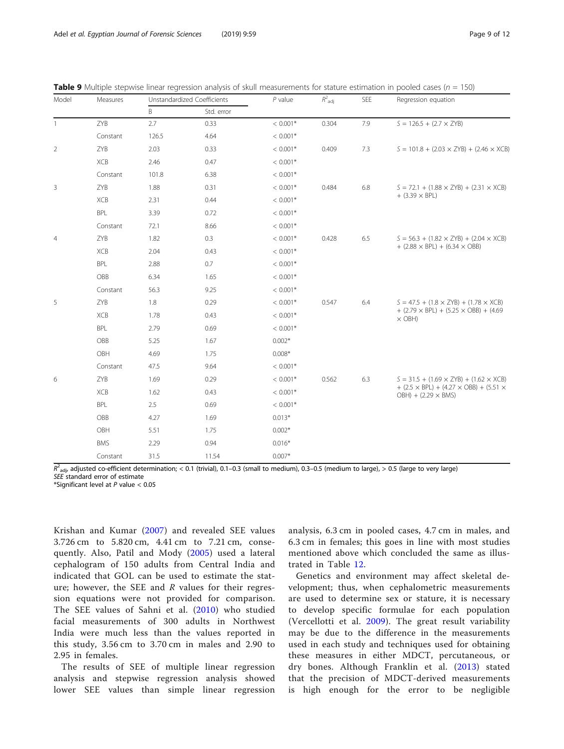**Table 9** Multiple stepwise linear regression analysis of skull measurements for stature estimation in pooled cases ($n$ = 150)

| Model | Measures | Unstandardized Coefficients | | $P$ value | $R^2_{adj}$ | SEE | Regression equation |
|---|---|---|---|---|---|---|---|
| | | B | Std. error | | | | |
| 1 | ZYB | 2.7 | 0.33 | < 0.001* | 0.304 | 7.9 | $S = 126.5 + (2.7 \times ZYB)$ |
| | Constant | 126.5 | 4.64 | < 0.001* | | | |
| 2 | ZYB | 2.03 | 0.33 | < 0.001* | 0.409 | 7.3 | $S = 101.8 + (2.03 \times ZYB) + (2.46 \times XCB)$ |
| | XCB | 2.46 | 0.47 | < 0.001* | | | |
| | Constant | 101.8 | 6.38 | < 0.001* | | | |
| 3 | ZYB | 1.88 | 0.31 | < 0.001* | 0.484 | 6.8 | $S = 72.1 + (1.88 \times ZYB) + (2.31 \times XCB) + (3.39 \times BPL)$ |
| | XCB | 2.31 | 0.44 | < 0.001* | | | |
| | BPL | 3.39 | 0.72 | < 0.001* | | | |
| | Constant | 72.1 | 8.66 | < 0.001* | | | |
| 4 | ZYB | 1.82 | 0.3 | < 0.001* | 0.428 | 6.5 | $S = 56.3 + (1.82 \times ZYB) + (2.04 \times XCB) + (2.88 \times BPL) + (6.34 \times OBB)$ |
| | XCB | 2.04 | 0.43 | < 0.001* | | | |
| | BPL | 2.88 | 0.7 | < 0.001* | | | |
| | OBB | 6.34 | 1.65 | < 0.001* | | | |
| | Constant | 56.3 | 9.25 | < 0.001* | | | |
| 5 | ZYB | 1.8 | 0.29 | < 0.001* | 0.547 | 6.4 | $S = 47.5 + (1.8 \times ZYB) + (1.78 \times XCB) + (2.79 \times BPL) + (5.25 \times OBB) + (4.69 \times OBH)$ |
| | XCB | 1.78 | 0.43 | < 0.001* | | | |
| | BPL | 2.79 | 0.69 | < 0.001* | | | |
| | OBB | 5.25 | 1.67 | 0.002* | | | |
| | OBH | 4.69 | 1.75 | 0.008* | | | |
| | Constant | 47.5 | 9.64 | < 0.001* | | | |
| 6 | ZYB | 1.69 | 0.29 | < 0.001* | 0.562 | 6.3 | $S = 31.5 + (1.69 \times ZYB) + (1.62 \times XCB) + (2.5 \times BPL) + (4.27 \times OBB) + (5.51 \times OBH) + (2.29 \times BMS)$ |
| | XCB | 1.62 | 0.43 | < 0.001* | | | |
| | BPL | 2.5 | 0.69 | < 0.001* | | | |
| | OBB | 4.27 | 1.69 | 0.013* | | | |
| | OBH | 5.51 | 1.75 | 0.002* | | | |
| | BMS | 2.29 | 0.94 | 0.016* | | | |
| | Constant | 31.5 | 11.54 | 0.007* | | | |

$R^2_{adj}$, adjusted co-efficient determination; < 0.1 (trivial), 0.1–0.3 (small to medium), 0.3–0.5 (medium to large), > 0.5 (large to very large)
*SEE* standard error of estimate
*Significant level at $P$ value < 0.05

Krishan and Kumar (2007) and revealed SEE values 3.726 cm to 5.820 cm, 4.41 cm to 7.21 cm, consequently. Also, Patil and Mody (2005) used a lateral cephalogram of 150 adults from Central India and indicated that GOL can be used to estimate the stature; however, the SEE and $R$ values for their regression equations were not provided for comparison. The SEE values of Sahni et al. (2010) who studied facial measurements of 300 adults in Northwest India were much less than the values reported in this study, 3.56 cm to 3.70 cm in males and 2.90 to 2.95 in females.

The results of SEE of multiple linear regression analysis and stepwise regression analysis showed lower SEE values than simple linear regression analysis, 6.3 cm in pooled cases, 4.7 cm in males, and 6.3 cm in females; this goes in line with most studies mentioned above which concluded the same as illustrated in Table 12.

Genetics and environment may affect skeletal development; thus, when cephalometric measurements are used to determine sex or stature, it is necessary to develop specific formulae for each population (Vercellotti et al. 2009). The great result variability may be due to the difference in the measurements used in each study and techniques used for obtaining these measures in either MDCT, percutaneous, or dry bones. Although Franklin et al. (2013) stated that the precision of MDCT-derived measurements is high enough for the error to be negligible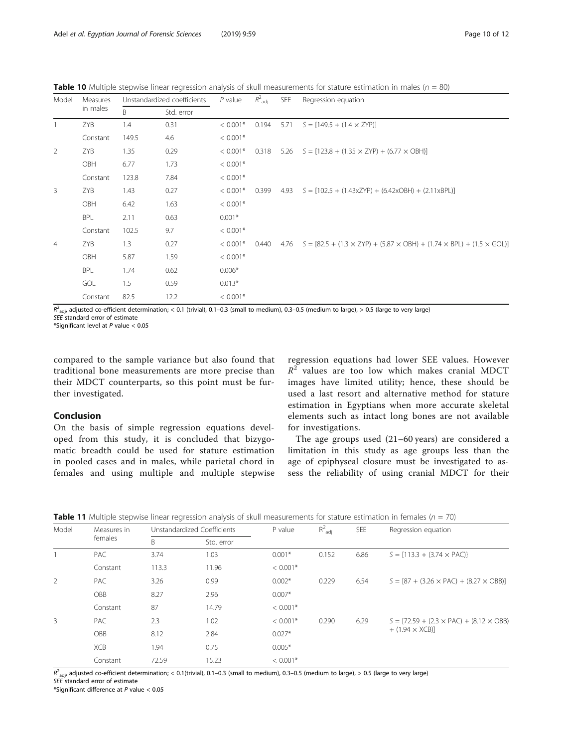**Table 10** Multiple stepwise linear regression analysis of skull measurements for stature estimation in males ($n = 80$)

| Model | Measures in males | Unstandardized coefficients | | P value | $R^2_{adj}$ | SEE | Regression equation |
|---|---|---|---|---|---|---|---|
| | | B | Std. error | | | | |
| 1 | ZYB | 1.4 | 0.31 | < 0.001* | 0.194 | 5.71 | $S = [149.5 + (1.4 \times ZYP)]$ |
| | Constant | 149.5 | 4.6 | < 0.001* | | | |
| 2 | ZYB | 1.35 | 0.29 | < 0.001* | 0.318 | 5.26 | $S = [123.8 + (1.35 \times ZYP) + (6.77 \times OBH)]$ |
| | OBH | 6.77 | 1.73 | < 0.001* | | | |
| | Constant | 123.8 | 7.84 | < 0.001* | | | |
| 3 | ZYB | 1.43 | 0.27 | < 0.001* | 0.399 | 4.93 | $S = [102.5 + (1.43xZYP) + (6.42xOBH) + (2.11xBPL)]$ |
| | OBH | 6.42 | 1.63 | < 0.001* | | | |
| | BPL | 2.11 | 0.63 | 0.001* | | | |
| | Constant | 102.5 | 9.7 | < 0.001* | | | |
| 4 | ZYB | 1.3 | 0.27 | < 0.001* | 0.440 | 4.76 | $S = [82.5 + (1.3 \times ZYP) + (5.87 \times OBH) + (1.74 \times BPL) + (1.5 \times GOL)]$ |
| | OBH | 5.87 | 1.59 | < 0.001* | | | |
| | BPL | 1.74 | 0.62 | 0.006* | | | |
| | GOL | 1.5 | 0.59 | 0.013* | | | |
| | Constant | 82.5 | 12.2 | < 0.001* | | | |

$R^2_{adj}$, adjusted co-efficient determination; < 0.1 (trivial), 0.1–0.3 (small to medium), 0.3–0.5 (medium to large), > 0.5 (large to very large)
*SEE* standard error of estimate
*Significant level at *P* value < 0.05

compared to the sample variance but also found that traditional bone measurements are more precise than their MDCT counterparts, so this point must be further investigated.

## Conclusion

On the basis of simple regression equations developed from this study, it is concluded that bizygomatic breadth could be used for stature estimation in pooled cases and in males, while parietal chord in females and using multiple and multiple stepwise regression equations had lower SEE values. However $R^2$ values are too low which makes cranial MDCT images have limited utility; hence, these should be used a last resort and alternative method for stature estimation in Egyptians when more accurate skeletal elements such as intact long bones are not available for investigations.

The age groups used (21–60 years) are considered a limitation in this study as age groups less than the age of epiphyseal closure must be investigated to assess the reliability of using cranial MDCT for their

**Table 11** Multiple stepwise linear regression analysis of skull measurements for stature estimation in females ($n = 70$)

| Model | Measures in females | Unstandardized Coefficients | | P value | $R^2_{adj}$ | SEE | Regression equation |
|---|---|---|---|---|---|---|---|
| | | B | Std. error | | | | |
| 1 | PAC | 3.74 | 1.03 | 0.001* | 0.152 | 6.86 | $S = [113.3 + (3.74 \times PAC)\}$ |
| | Constant | 113.3 | 11.96 | < 0.001* | | | |
| 2 | PAC | 3.26 | 0.99 | 0.002* | 0.229 | 6.54 | $S = [87 + (3.26 \times PAC) + (8.27 \times OBB)]$ |
| | OBB | 8.27 | 2.96 | 0.007* | | | |
| | Constant | 87 | 14.79 | < 0.001* | | | |
| 3 | PAC | 2.3 | 1.02 | < 0.001* | 0.290 | 6.29 | $S = [72.59 + (2.3 \times PAC) + (8.12 \times OBB) + (1.94 \times XCB)]$ |
| | OBB | 8.12 | 2.84 | 0.027* | | | |
| | XCB | 1.94 | 0.75 | 0.005* | | | |
| | Constant | 72.59 | 15.23 | < 0.001* | | | |

$R^2_{adj}$, adjusted co-efficient determination; < 0.1(trivial), 0.1–0.3 (small to medium), 0.3–0.5 (medium to large), > 0.5 (large to very large)
*SEE* standard error of estimate
*Significant difference at *P* value < 0.05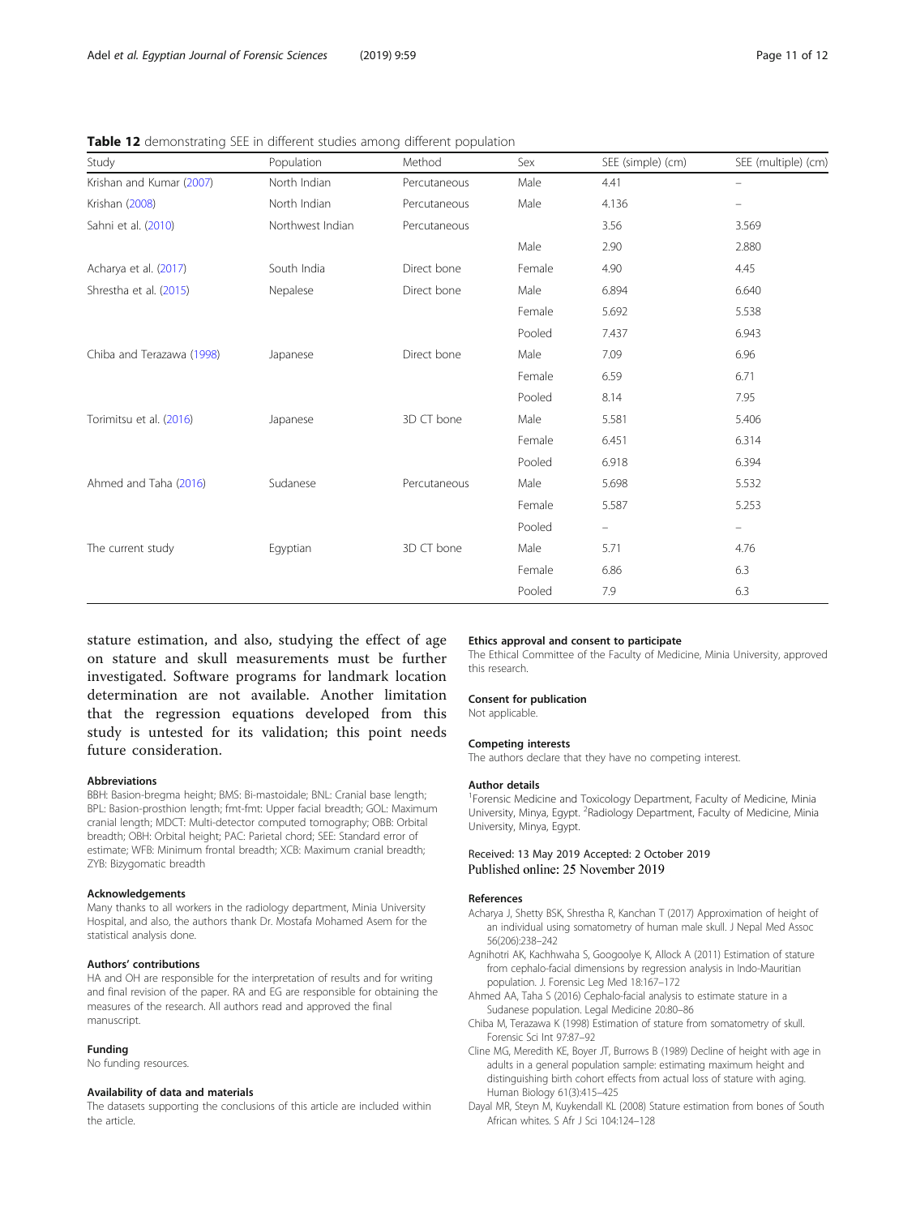**Table 12** demonstrating SEE in different studies among different population

| Study | Population | Method | Sex | SEE (simple) (cm) | SEE (multiple) (cm) |
|---|---|---|---|---|---|
| Krishan and Kumar (2007) | North Indian | Percutaneous | Male | 4.41 | – |
| Krishan (2008) | North Indian | Percutaneous | Male | 4.136 | – |
| Sahni et al. (2010) | Northwest Indian | Percutaneous | | 3.56 | 3.569 |
| | | | Male | 2.90 | 2.880 |
| Acharya et al. (2017) | South India | Direct bone | Female | 4.90 | 4.45 |
| Shrestha et al. (2015) | Nepalese | Direct bone | Male | 6.894 | 6.640 |
| | | | Female | 5.692 | 5.538 |
| | | | Pooled | 7.437 | 6.943 |
| Chiba and Terazawa (1998) | Japanese | Direct bone | Male | 7.09 | 6.96 |
| | | | Female | 6.59 | 6.71 |
| | | | Pooled | 8.14 | 7.95 |
| Torimitsu et al. (2016) | Japanese | 3D CT bone | Male | 5.581 | 5.406 |
| | | | Female | 6.451 | 6.314 |
| | | | Pooled | 6.918 | 6.394 |
| Ahmed and Taha (2016) | Sudanese | Percutaneous | Male | 5.698 | 5.532 |
| | | | Female | 5.587 | 5.253 |
| | | | Pooled | – | – |
| The current study | Egyptian | 3D CT bone | Male | 5.71 | 4.76 |
| | | | Female | 6.86 | 6.3 |
| | | | Pooled | 7.9 | 6.3 |

stature estimation, and also, studying the effect of age on stature and skull measurements must be further investigated. Software programs for landmark location determination are not available. Another limitation that the regression equations developed from this study is untested for its validation; this point needs future consideration.

#### Abbreviations

BBH: Basion-bregma height; BMS: Bi-mastoidale; BNL: Cranial base length; BPL: Basion-prosthion length; fmt-fmt: Upper facial breadth; GOL: Maximum cranial length; MDCT: Multi-detector computed tomography; OBB: Orbital breadth; OBH: Orbital height; PAC: Parietal chord; SEE: Standard error of estimate; WFB: Minimum frontal breadth; XCB: Maximum cranial breadth; ZYB: Bizygomatic breadth

#### Acknowledgements

Many thanks to all workers in the radiology department, Minia University Hospital, and also, the authors thank Dr. Mostafa Mohamed Asem for the statistical analysis done.

#### Authors' contributions

HA and OH are responsible for the interpretation of results and for writing and final revision of the paper. RA and EG are responsible for obtaining the measures of the research. All authors read and approved the final manuscript.

#### Funding

No funding resources.

#### Availability of data and materials

The datasets supporting the conclusions of this article are included within the article.

#### Ethics approval and consent to participate

The Ethical Committee of the Faculty of Medicine, Minia University, approved this research.

#### Consent for publication

Not applicable.

#### Competing interests

The authors declare that they have no competing interest.

#### Author details

[1]Forensic Medicine and Toxicology Department, Faculty of Medicine, Minia University, Minya, Egypt. [2]Radiology Department, Faculty of Medicine, Minia University, Minya, Egypt.

Received: 13 May 2019 Accepted: 2 October 2019
Published online: 25 November 2019

#### References

Acharya J, Shetty BSK, Shrestha R, Kanchan T (2017) Approximation of height of an individual using somatometry of human male skull. J Nepal Med Assoc 56(206):238–242

Agnihotri AK, Kachhwaha S, Googoolye K, Allock A (2011) Estimation of stature from cephalo-facial dimensions by regression analysis in Indo-Mauritian population. J. Forensic Leg Med 18:167–172

Ahmed AA, Taha S (2016) Cephalo-facial analysis to estimate stature in a Sudanese population. Legal Medicine 20:80–86

Chiba M, Terazawa K (1998) Estimation of stature from somatometry of skull. Forensic Sci Int 97:87–92

Cline MG, Meredith KE, Boyer JT, Burrows B (1989) Decline of height with age in adults in a general population sample: estimating maximum height and distinguishing birth cohort effects from actual loss of stature with aging. Human Biology 61(3):415–425

Dayal MR, Steyn M, Kuykendall KL (2008) Stature estimation from bones of South African whites. S Afr J Sci 104:124–128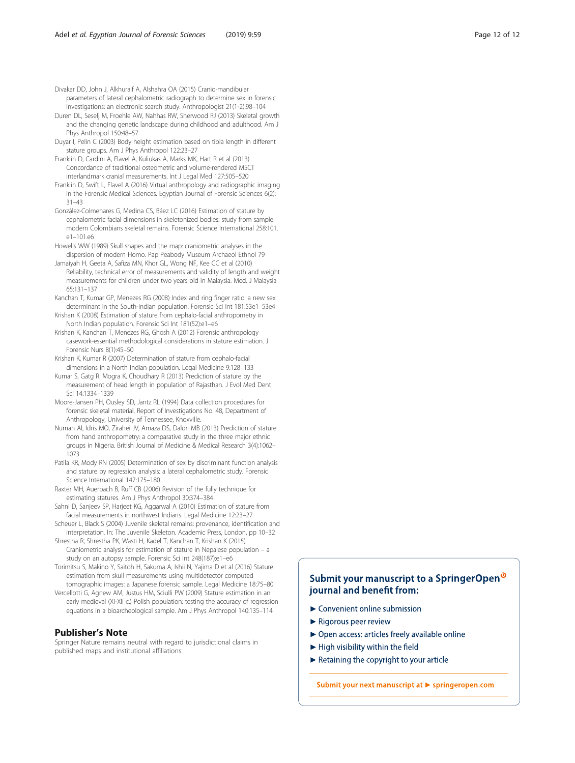Divakar DD, John J, Alkhuraif A, Alshahra OA (2015) Cranio-mandibular parameters of lateral cephalometric radiograph to determine sex in forensic investigations: an electronic search study. Anthropologist 21(1-2):98–104

Duren DL, Seselj M, Froehle AW, Nahhas RW, Sherwood RJ (2013) Skeletal growth and the changing genetic landscape during childhood and adulthood. Am J Phys Anthropol 150:48–57

Duyar I, Pelin C (2003) Body height estimation based on tibia length in different stature groups. Am J Phys Anthropol 122:23–27

Franklin D, Cardini A, Flavel A, Kuliukas A, Marks MK, Hart R et al (2013) Concordance of traditional osteometric and volume-rendered MSCT interlandmark cranial measurements. Int J Legal Med 127:505–520

Franklin D, Swift L, Flavel A (2016) Virtual anthropology and radiographic imaging in the Forensic Medical Sciences. Egyptian Journal of Forensic Sciences 6(2): 31–43

González-Colmenares G, Medina CS, Báez LC (2016) Estimation of stature by cephalometric facial dimensions in skeletonized bodies: study from sample modern Colombians skeletal remains. Forensic Science International 258:101. e1–101.e6

Howells WW (1989) Skull shapes and the map: craniometric analyses in the dispersion of modern Homo. Pap Peabody Museum Archaeol Ethnol 79

Jamaiyah H, Geeta A, Safiza MN, Khor GL, Wong NF, Kee CC et al (2010) Reliability, technical error of measurements and validity of length and weight measurements for children under two years old in Malaysia. Med. J Malaysia 65:131–137

Kanchan T, Kumar GP, Menezes RG (2008) Index and ring finger ratio: a new sex determinant in the South-Indian population. Forensic Sci Int 181:53e1–53e4

Krishan K (2008) Estimation of stature from cephalo-facial anthropometry in North Indian population. Forensic Sci Int 181(52):e1–e6

Krishan K, Kanchan T, Menezes RG, Ghosh A (2012) Forensic anthropology casework-essential methodological considerations in stature estimation. J Forensic Nurs 8(1):45–50

Krishan K, Kumar R (2007) Determination of stature from cephalo-facial dimensions in a North Indian population. Legal Medicine 9:128–133

Kumar S, Gatg R, Mogra K, Choudhary R (2013) Prediction of stature by the measurement of head length in population of Rajasthan. J Evol Med Dent Sci 14:1334–1339

Moore-Jansen PH, Ousley SD, Jantz RL (1994) Data collection procedures for forensic skeletal material, Report of Investigations No. 48, Department of Anthropology, University of Tennessee, Knoxville.

Numan AI, Idris MO, Zirahei JV, Amaza DS, Dalori MB (2013) Prediction of stature from hand anthropometry: a comparative study in the three major ethnic groups in Nigeria. British Journal of Medicine & Medical Research 3(4):1062–1073

Patila KR, Mody RN (2005) Determination of sex by discriminant function analysis and stature by regression analysis: a lateral cephalometric study. Forensic Science International 147:175–180

Raxter MH, Auerbach B, Ruff CB (2006) Revision of the fully technique for estimating statures. Am J Phys Anthropol 30:374–384

Sahni D, Sanjeev SP, Harjeet KG, Aggarwal A (2010) Estimation of stature from facial measurements in northwest Indians. Legal Medicine 12:23–27

Scheuer L, Black S (2004) Juvenile skeletal remains: provenance, identification and interpretation. In: The Juvenile Skeleton. Academic Press, London, pp 10–32

Shrestha R, Shrestha PK, Wasti H, Kadel T, Kanchan T, Krishan K (2015) Craniometric analysis for estimation of stature in Nepalese population – a study on an autopsy sample. Forensic Sci Int 248(187):e1–e6

Torimitsu S, Makino Y, Saitoh H, Sakuma A, Ishii N, Yajima D et al (2016) Stature estimation from skull measurements using multidetector computed tomographic images: a Japanese forensic sample. Legal Medicine 18:75–80

Vercellotti G, Agnew AM, Justus HM, Sciulli PW (2009) Stature estimation in an early medieval (XI-XII c.) Polish population: testing the accuracy of regression equations in a bioarcheological sample. Am J Phys Anthropol 140:135–114

## Publisher's Note

Springer Nature remains neutral with regard to jurisdictional claims in published maps and institutional affiliations.